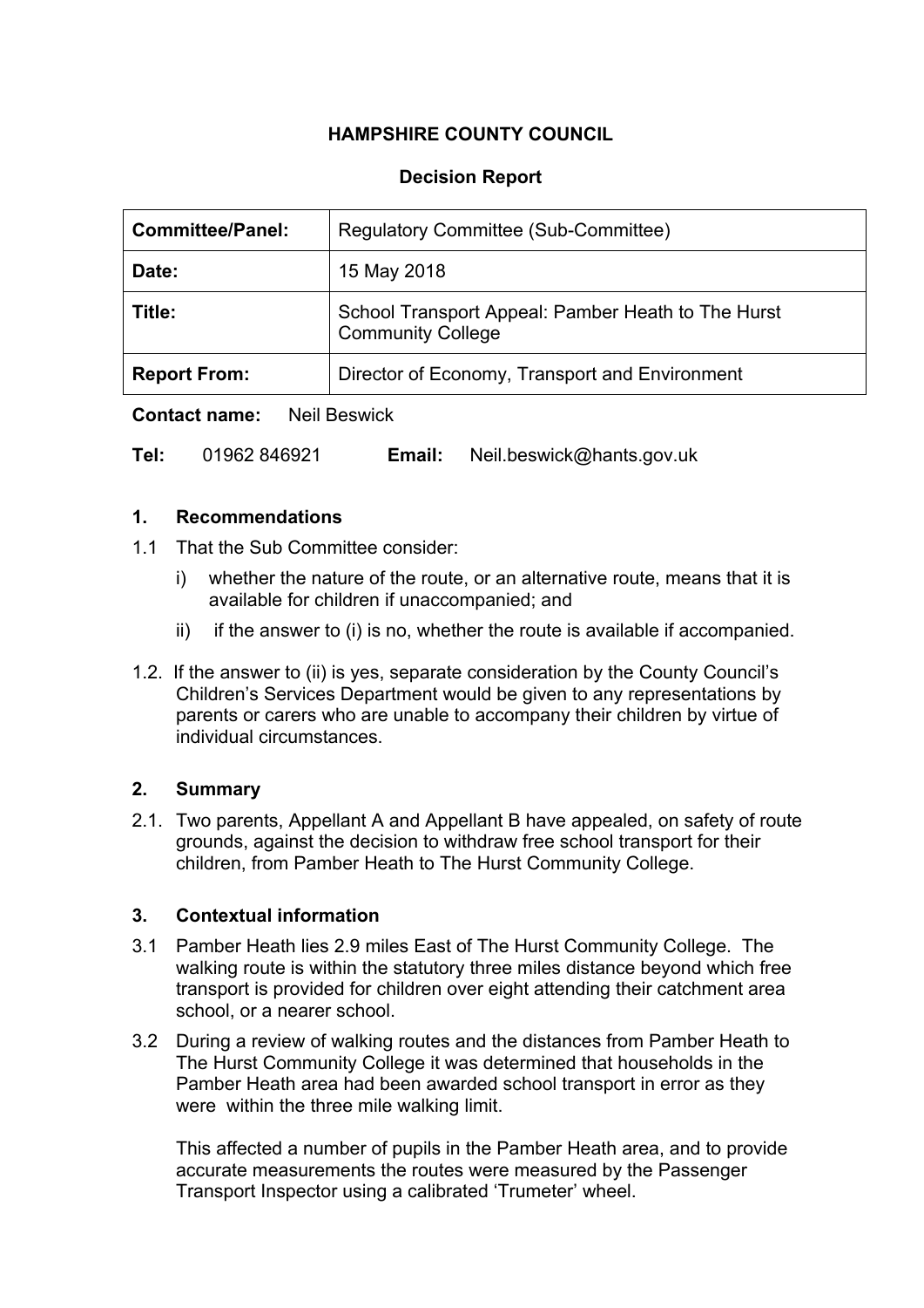**HAMPSHIRE COUNTY COUNCIL**

**Decision Report**

| **Committee/Panel:** | Regulatory Committee (Sub-Committee) |
| --- | --- |
| **Date:** | 15 May 2018 |
| **Title:** | School Transport Appeal: Pamber Heath to The Hurst Community College |
| **Report From:** | Director of Economy, Transport and Environment |

**Contact name:** Neil Beswick

**Tel:** 01962 846921 **Email:** Neil.beswick@hants.gov.uk

## 1. Recommendations

1.1 That the Sub Committee consider:

i) whether the nature of the route, or an alternative route, means that it is available for children if unaccompanied; and

ii) if the answer to (i) is no, whether the route is available if accompanied.

1.2. If the answer to (ii) is yes, separate consideration by the County Council's Children's Services Department would be given to any representations by parents or carers who are unable to accompany their children by virtue of individual circumstances.

## 2. Summary

2.1. Two parents, Appellant A and Appellant B have appealed, on safety of route grounds, against the decision to withdraw free school transport for their children, from Pamber Heath to The Hurst Community College.

## 3. Contextual information

3.1 Pamber Heath lies 2.9 miles East of The Hurst Community College. The walking route is within the statutory three miles distance beyond which free transport is provided for children over eight attending their catchment area school, or a nearer school.

3.2 During a review of walking routes and the distances from Pamber Heath to The Hurst Community College it was determined that households in the Pamber Heath area had been awarded school transport in error as they were within the three mile walking limit.

This affected a number of pupils in the Pamber Heath area, and to provide accurate measurements the routes were measured by the Passenger Transport Inspector using a calibrated 'Trumeter' wheel.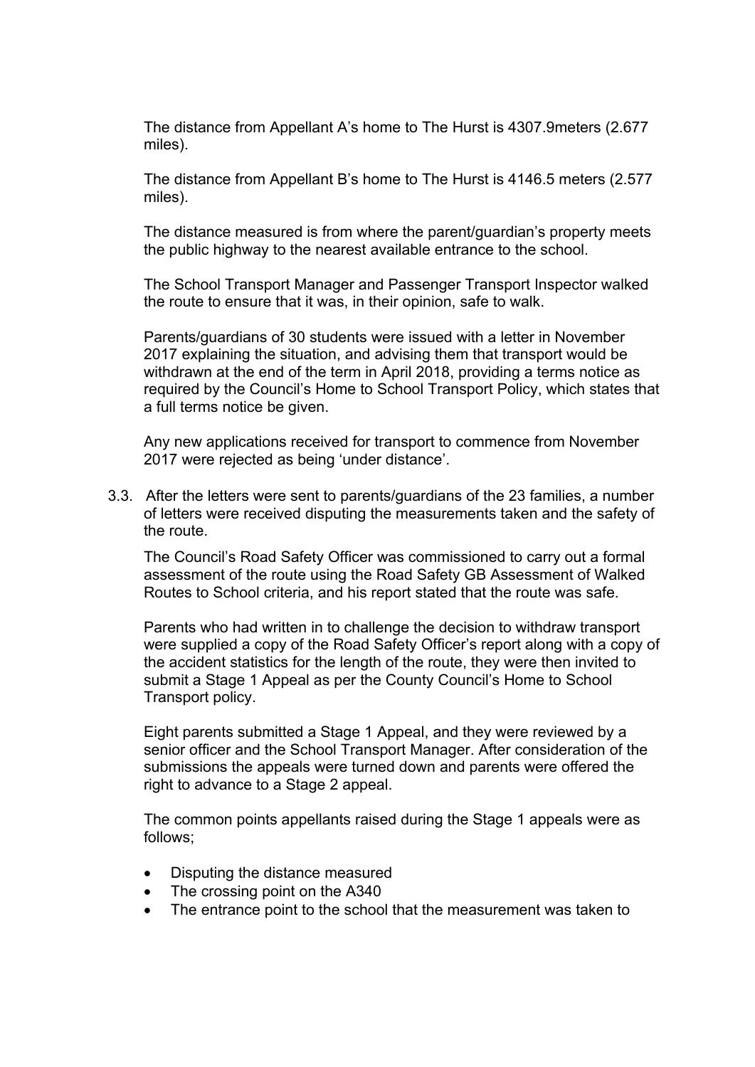The distance from Appellant A's home to The Hurst is 4307.9meters (2.677 miles).

The distance from Appellant B's home to The Hurst is 4146.5 meters (2.577 miles).

The distance measured is from where the parent/guardian's property meets the public highway to the nearest available entrance to the school.

The School Transport Manager and Passenger Transport Inspector walked the route to ensure that it was, in their opinion, safe to walk.

Parents/guardians of 30 students were issued with a letter in November 2017 explaining the situation, and advising them that transport would be withdrawn at the end of the term in April 2018, providing a terms notice as required by the Council's Home to School Transport Policy, which states that a full terms notice be given.

Any new applications received for transport to commence from November 2017 were rejected as being 'under distance'.

3.3. After the letters were sent to parents/guardians of the 23 families, a number of letters were received disputing the measurements taken and the safety of the route.

The Council's Road Safety Officer was commissioned to carry out a formal assessment of the route using the Road Safety GB Assessment of Walked Routes to School criteria, and his report stated that the route was safe.

Parents who had written in to challenge the decision to withdraw transport were supplied a copy of the Road Safety Officer's report along with a copy of the accident statistics for the length of the route, they were then invited to submit a Stage 1 Appeal as per the County Council's Home to School Transport policy.

Eight parents submitted a Stage 1 Appeal, and they were reviewed by a senior officer and the School Transport Manager. After consideration of the submissions the appeals were turned down and parents were offered the right to advance to a Stage 2 appeal.

The common points appellants raised during the Stage 1 appeals were as follows;

- Disputing the distance measured
- The crossing point on the A340
- The entrance point to the school that the measurement was taken to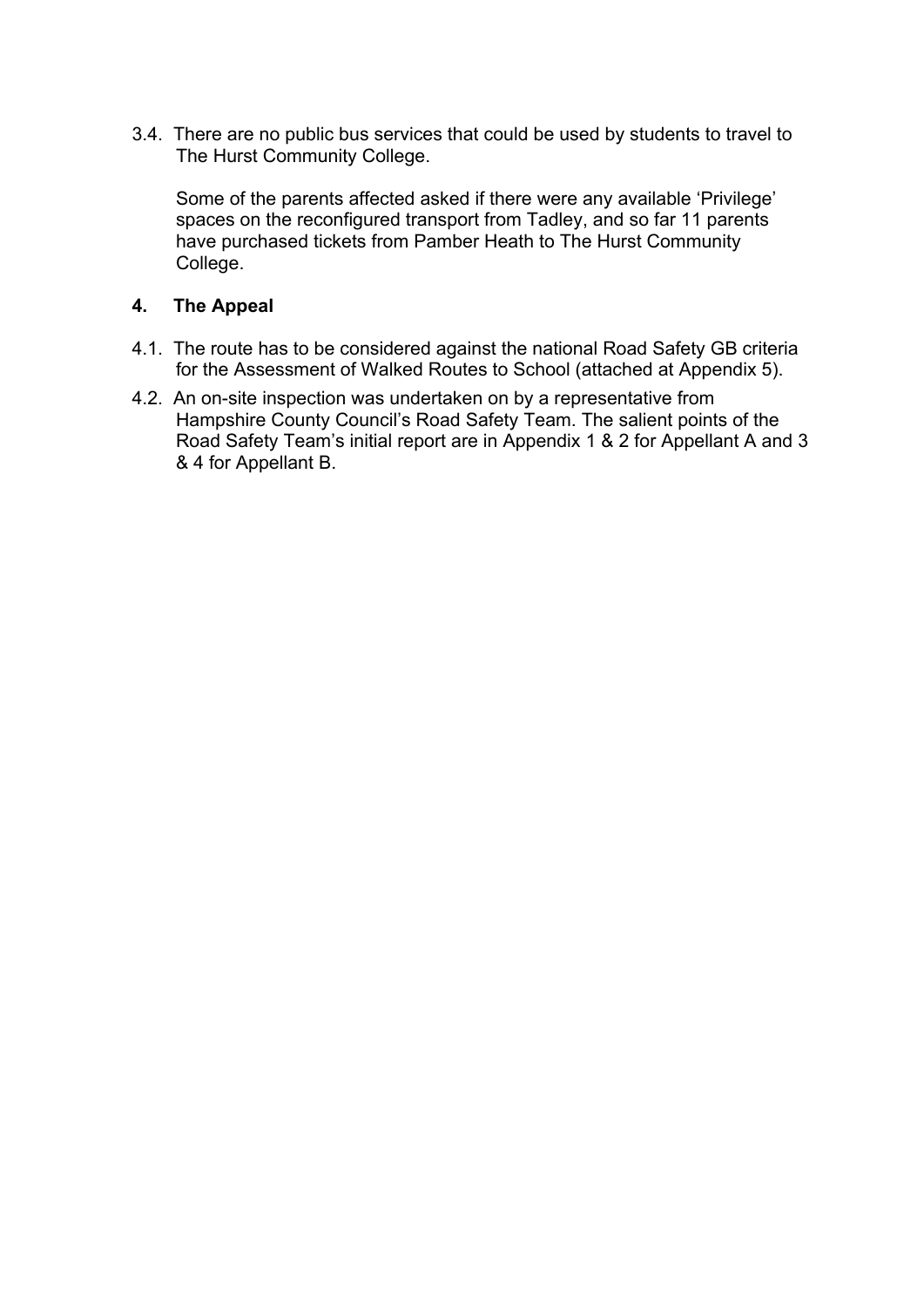3.4. There are no public bus services that could be used by students to travel to The Hurst Community College.

Some of the parents affected asked if there were any available 'Privilege' spaces on the reconfigured transport from Tadley, and so far 11 parents have purchased tickets from Pamber Heath to The Hurst Community College.

## 4. The Appeal

4.1. The route has to be considered against the national Road Safety GB criteria for the Assessment of Walked Routes to School (attached at Appendix 5).

4.2. An on-site inspection was undertaken on by a representative from Hampshire County Council's Road Safety Team. The salient points of the Road Safety Team's initial report are in Appendix 1 & 2 for Appellant A and 3 & 4 for Appellant B.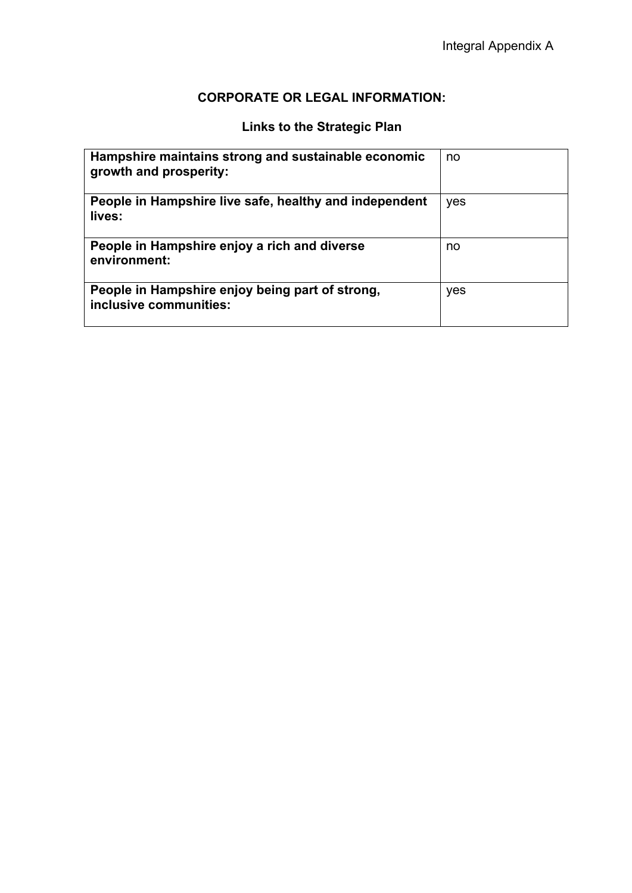Integral Appendix A

## CORPORATE OR LEGAL INFORMATION:

### Links to the Strategic Plan

| | |
|---|---|
| **Hampshire maintains strong and sustainable economic growth and prosperity:** | no |
| **People in Hampshire live safe, healthy and independent lives:** | yes |
| **People in Hampshire enjoy a rich and diverse environment:** | no |
| **People in Hampshire enjoy being part of strong, inclusive communities:** | yes |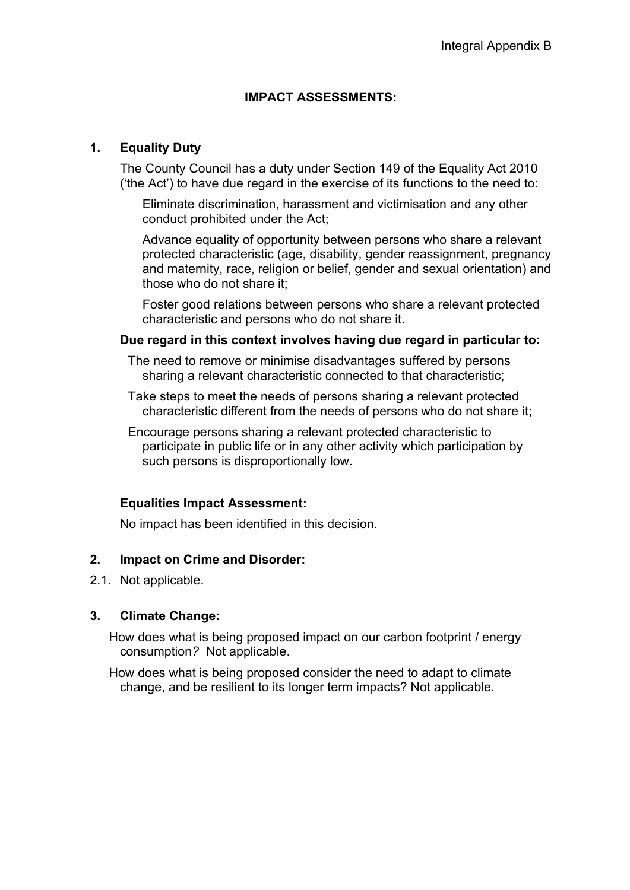Integral Appendix B

## IMPACT ASSESSMENTS:

### 1. Equality Duty

The County Council has a duty under Section 149 of the Equality Act 2010 ('the Act') to have due regard in the exercise of its functions to the need to:

Eliminate discrimination, harassment and victimisation and any other conduct prohibited under the Act;

Advance equality of opportunity between persons who share a relevant protected characteristic (age, disability, gender reassignment, pregnancy and maternity, race, religion or belief, gender and sexual orientation) and those who do not share it;

Foster good relations between persons who share a relevant protected characteristic and persons who do not share it.

**Due regard in this context involves having due regard in particular to:**

The need to remove or minimise disadvantages suffered by persons sharing a relevant characteristic connected to that characteristic;

Take steps to meet the needs of persons sharing a relevant protected characteristic different from the needs of persons who do not share it;

Encourage persons sharing a relevant protected characteristic to participate in public life or in any other activity which participation by such persons is disproportionally low.

**Equalities Impact Assessment:**

No impact has been identified in this decision.

### 2. Impact on Crime and Disorder:

2.1. Not applicable.

### 3. Climate Change:

How does what is being proposed impact on our carbon footprint / energy consumption*?* Not applicable.

How does what is being proposed consider the need to adapt to climate change, and be resilient to its longer term impacts? Not applicable.